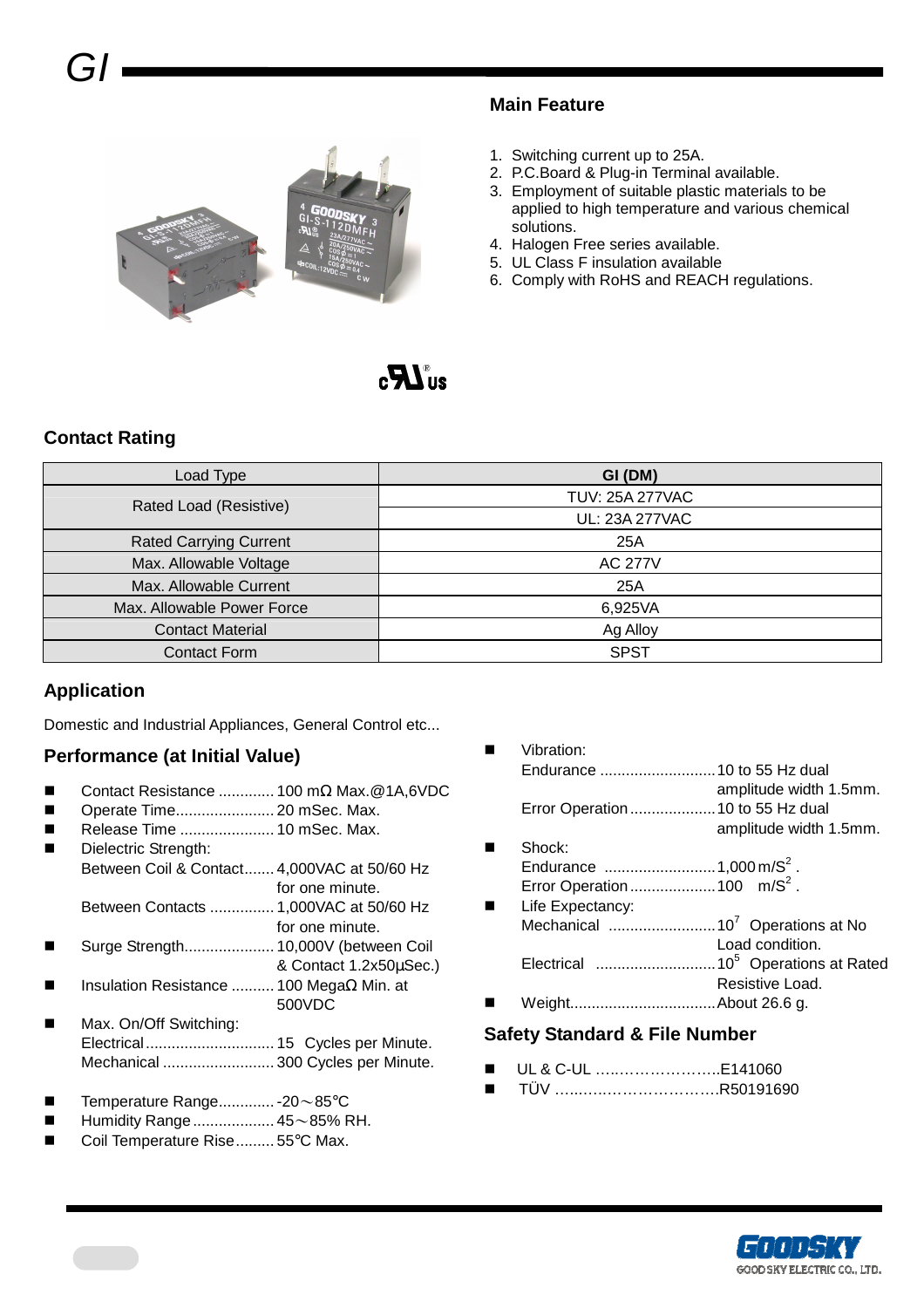# GI

## Main Feature

1. Switching current up to 25A.
2. P.C.Board & Plug-in Terminal available.
3. Employment of suitable plastic materials to be applied to high temperature and various chemical solutions.
4. Halogen Free series available.
5. UL Class F insulation available
6. Comply with RoHS and REACH regulations.

## Contact Rating

| Load Type | GI (DM) |
|---|---|
| Rated Load (Resistive) | TUV: 25A 277VAC |
| | UL: 23A 277VAC |
| Rated Carrying Current | 25A |
| Max. Allowable Voltage | AC 277V |
| Max. Allowable Current | 25A |
| Max. Allowable Power Force | 6,925VA |
| Contact Material | Ag Alloy |
| Contact Form | SPST |

## Application

Domestic and Industrial Appliances, General Control etc...

## Performance (at Initial Value)

- Contact Resistance ............. 100 mΩ Max.@1A,6VDC
- Operate Time....................... 20 mSec. Max.
- Release Time ...................... 10 mSec. Max.
- Dielectric Strength:
  - Between Coil & Contact....... 4,000VAC at 50/60 Hz for one minute.
  - Between Contacts ............... 1,000VAC at 50/60 Hz for one minute.
- Surge Strength..................... 10,000V (between Coil & Contact 1.2x50µSec.)
- Insulation Resistance .......... 100 MegaΩ Min. at 500VDC
- Max. On/Off Switching:
  - Electrical.............................. 15 Cycles per Minute.
  - Mechanical .......................... 300 Cycles per Minute.
- Temperature Range............. -20～85°C
- Humidity Range................... 45～85% RH.
- Coil Temperature Rise......... 55°C Max.
- Vibration:
  - Endurance ........................... 10 to 55 Hz dual amplitude width 1.5mm.
  - Error Operation .................... 10 to 55 Hz dual amplitude width 1.5mm.
- Shock:
  - Endurance .......................... 1,000 $m/S^2$ .
  - Error Operation .................... 100 $m/S^2$ .
- Life Expectancy:
  - Mechanical ......................... $10^7$ Operations at No Load condition.
  - Electrical ............................ $10^5$ Operations at Rated Resistive Load.
- Weight.................................. About 26.6 g.

## Safety Standard & File Number

- UL & C-UL ……………………..E141060
- TÜV ……………………………R50191690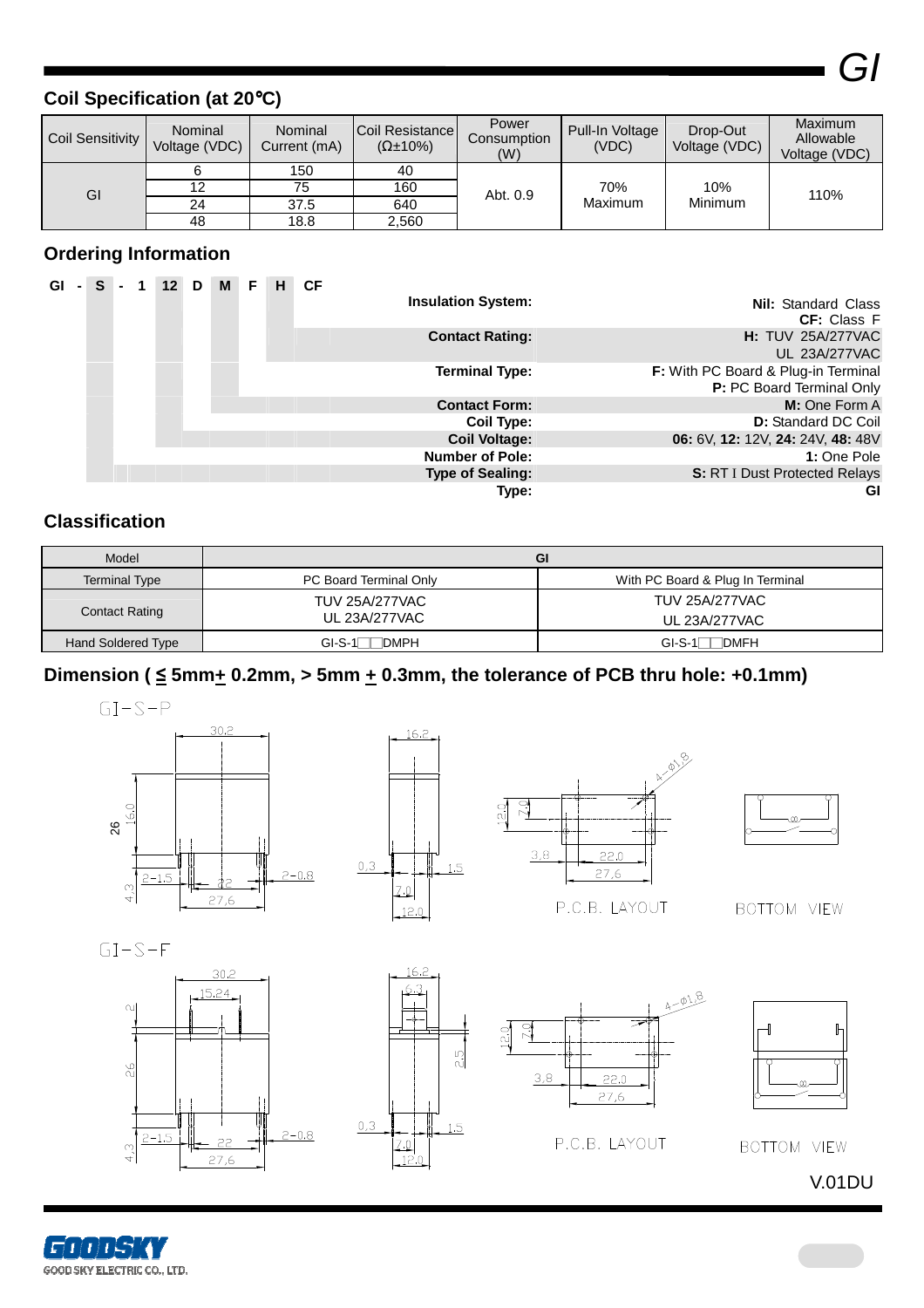## Coil Specification (at 20°C)

| Coil Sensitivity | Nominal Voltage (VDC) | Nominal Current (mA) | Coil Resistance (Ω±10%) | Power Consumption (W) | Pull-In Voltage (VDC) | Drop-Out Voltage (VDC) | Maximum Allowable Voltage (VDC) |
|---|---|---|---|---|---|---|---|
| GI | 6 | 150 | 40 | Abt. 0.9 | 70% Maximum | 10% Minimum | 110% |
| | 12 | 75 | 160 | | | | |
| | 24 | 37.5 | 640 | | | | |
| | 48 | 18.8 | 2,560 | | | | |

## Ordering Information

**GI - S - 1 12 D M F H CF**

| | |
|---|---|
| **Insulation System:** | **Nil:** Standard Class<br>**CF:** Class F |
| **Contact Rating:** | **H:** TUV 25A/277VAC<br>UL 23A/277VAC |
| **Terminal Type:** | **F:** With PC Board & Plug-in Terminal<br>**P:** PC Board Terminal Only |
| **Contact Form:** | **M:** One Form A |
| **Coil Type:** | **D:** Standard DC Coil |
| **Coil Voltage:** | **06:** 6V, **12:** 12V, **24:** 24V, **48:** 48V |
| **Number of Pole:** | **1:** One Pole |
| **Type of Sealing:** | **S:** RT I Dust Protected Relays |
| **Type:** | **GI** |

## Classification

| Model | GI | |
|---|---|---|
| Terminal Type | PC Board Terminal Only | With PC Board & Plug In Terminal |
| Contact Rating | TUV 25A/277VAC<br>UL 23A/277VAC | TUV 25A/277VAC<br>UL 23A/277VAC |
| Hand Soldered Type | GI-S-1□□DMPH | GI-S-1□□DMFH |

## Dimension ( ≦ 5mm± 0.2mm, > 5mm ± 0.3mm, the tolerance of PCB thru hole: +0.1mm)

GI-S-P

30.2
26
16.0
4.3
2-1.5
22
27.6
2-0.8
16.2
0.3
1.5
7.0
12.0
4-ø1.8
12.0
7.0
3.8
22.0
27.6
P.C.B. LAYOUT
BOTTOM VIEW

GI-S-F

30.2
15.24
2
26
4.3
2-1.5
22
27.6
2-0.8
16.2
6.3
2.5
0.3
1.5
7.0
12.0
4-ø1.8
12.0
7.0
3.8
22.0
27.6
P.C.B. LAYOUT
BOTTOM VIEW

V.01DU

GOODSKY ELECTRIC CO., LTD.